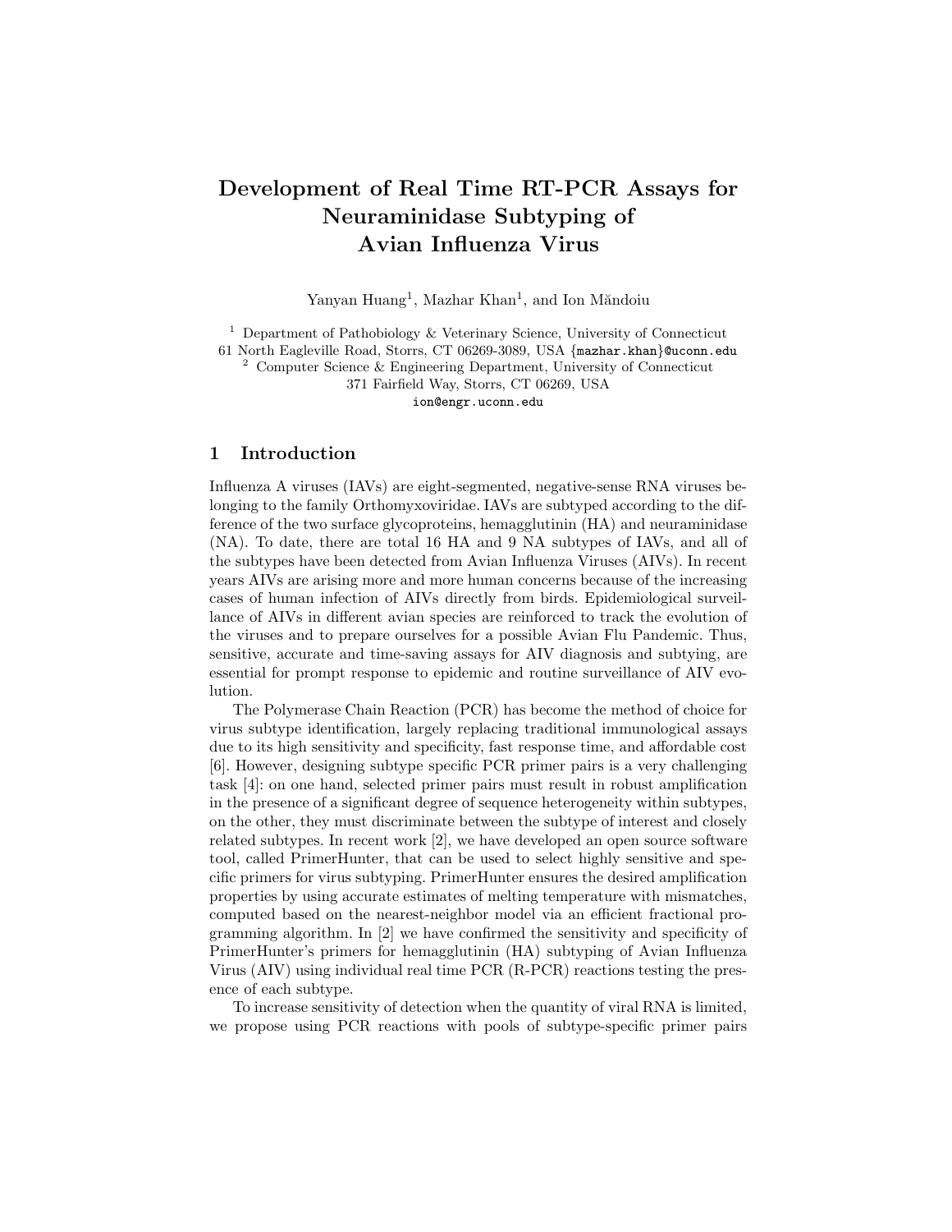# Development of Real Time RT-PCR Assays for Neuraminidase Subtyping of Avian Influenza Virus

Yanyan Huang[1], Mazhar Khan[1], and Ion Măndoiu

[1] Department of Pathobiology & Veterinary Science, University of Connecticut
61 North Eagleville Road, Storrs, CT 06269-3089, USA {mazhar.khan}@uconn.edu
[2] Computer Science & Engineering Department, University of Connecticut
371 Fairfield Way, Storrs, CT 06269, USA
ion@engr.uconn.edu

## 1 Introduction

Influenza A viruses (IAVs) are eight-segmented, negative-sense RNA viruses belonging to the family Orthomyxoviridae. IAVs are subtyped according to the difference of the two surface glycoproteins, hemagglutinin (HA) and neuraminidase (NA). To date, there are total 16 HA and 9 NA subtypes of IAVs, and all of the subtypes have been detected from Avian Influenza Viruses (AIVs). In recent years AIVs are arising more and more human concerns because of the increasing cases of human infection of AIVs directly from birds. Epidemiological surveillance of AIVs in different avian species are reinforced to track the evolution of the viruses and to prepare ourselves for a possible Avian Flu Pandemic. Thus, sensitive, accurate and time-saving assays for AIV diagnosis and subtying, are essential for prompt response to epidemic and routine surveillance of AIV evolution.

The Polymerase Chain Reaction (PCR) has become the method of choice for virus subtype identification, largely replacing traditional immunological assays due to its high sensitivity and specificity, fast response time, and affordable cost [6]. However, designing subtype specific PCR primer pairs is a very challenging task [4]: on one hand, selected primer pairs must result in robust amplification in the presence of a significant degree of sequence heterogeneity within subtypes, on the other, they must discriminate between the subtype of interest and closely related subtypes. In recent work [2], we have developed an open source software tool, called PrimerHunter, that can be used to select highly sensitive and specific primers for virus subtyping. PrimerHunter ensures the desired amplification properties by using accurate estimates of melting temperature with mismatches, computed based on the nearest-neighbor model via an efficient fractional programming algorithm. In [2] we have confirmed the sensitivity and specificity of PrimerHunter's primers for hemagglutinin (HA) subtyping of Avian Influenza Virus (AIV) using individual real time PCR (R-PCR) reactions testing the presence of each subtype.

To increase sensitivity of detection when the quantity of viral RNA is limited, we propose using PCR reactions with pools of subtype-specific primer pairs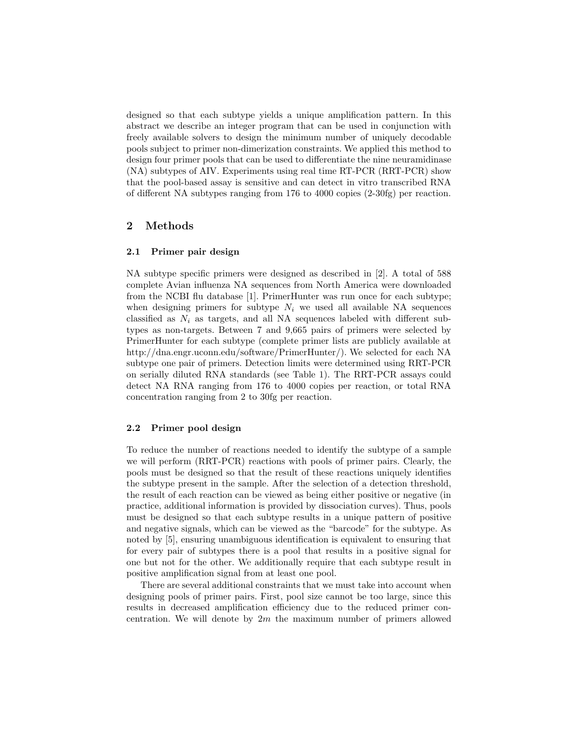designed so that each subtype yields a unique amplification pattern. In this abstract we describe an integer program that can be used in conjunction with freely available solvers to design the minimum number of uniquely decodable pools subject to primer non-dimerization constraints. We applied this method to design four primer pools that can be used to differentiate the nine neuramidinase (NA) subtypes of AIV. Experiments using real time RT-PCR (RRT-PCR) show that the pool-based assay is sensitive and can detect in vitro transcribed RNA of different NA subtypes ranging from 176 to 4000 copies (2-30fg) per reaction.

## 2 Methods

### 2.1 Primer pair design

NA subtype specific primers were designed as described in [2]. A total of 588 complete Avian influenza NA sequences from North America were downloaded from the NCBI flu database [1]. PrimerHunter was run once for each subtype; when designing primers for subtype $N_i$ we used all available NA sequences classified as $N_i$ as targets, and all NA sequences labeled with different subtypes as non-targets. Between 7 and 9,665 pairs of primers were selected by PrimerHunter for each subtype (complete primer lists are publicly available at http://dna.engr.uconn.edu/software/PrimerHunter/). We selected for each NA subtype one pair of primers. Detection limits were determined using RRT-PCR on serially diluted RNA standards (see Table 1). The RRT-PCR assays could detect NA RNA ranging from 176 to 4000 copies per reaction, or total RNA concentration ranging from 2 to 30fg per reaction.

### 2.2 Primer pool design

To reduce the number of reactions needed to identify the subtype of a sample we will perform (RRT-PCR) reactions with pools of primer pairs. Clearly, the pools must be designed so that the result of these reactions uniquely identifies the subtype present in the sample. After the selection of a detection threshold, the result of each reaction can be viewed as being either positive or negative (in practice, additional information is provided by dissociation curves). Thus, pools must be designed so that each subtype results in a unique pattern of positive and negative signals, which can be viewed as the "barcode" for the subtype. As noted by [5], ensuring unambiguous identification is equivalent to ensuring that for every pair of subtypes there is a pool that results in a positive signal for one but not for the other. We additionally require that each subtype result in positive amplification signal from at least one pool.

There are several additional constraints that we must take into account when designing pools of primer pairs. First, pool size cannot be too large, since this results in decreased amplification efficiency due to the reduced primer concentration. We will denote by $2m$ the maximum number of primers allowed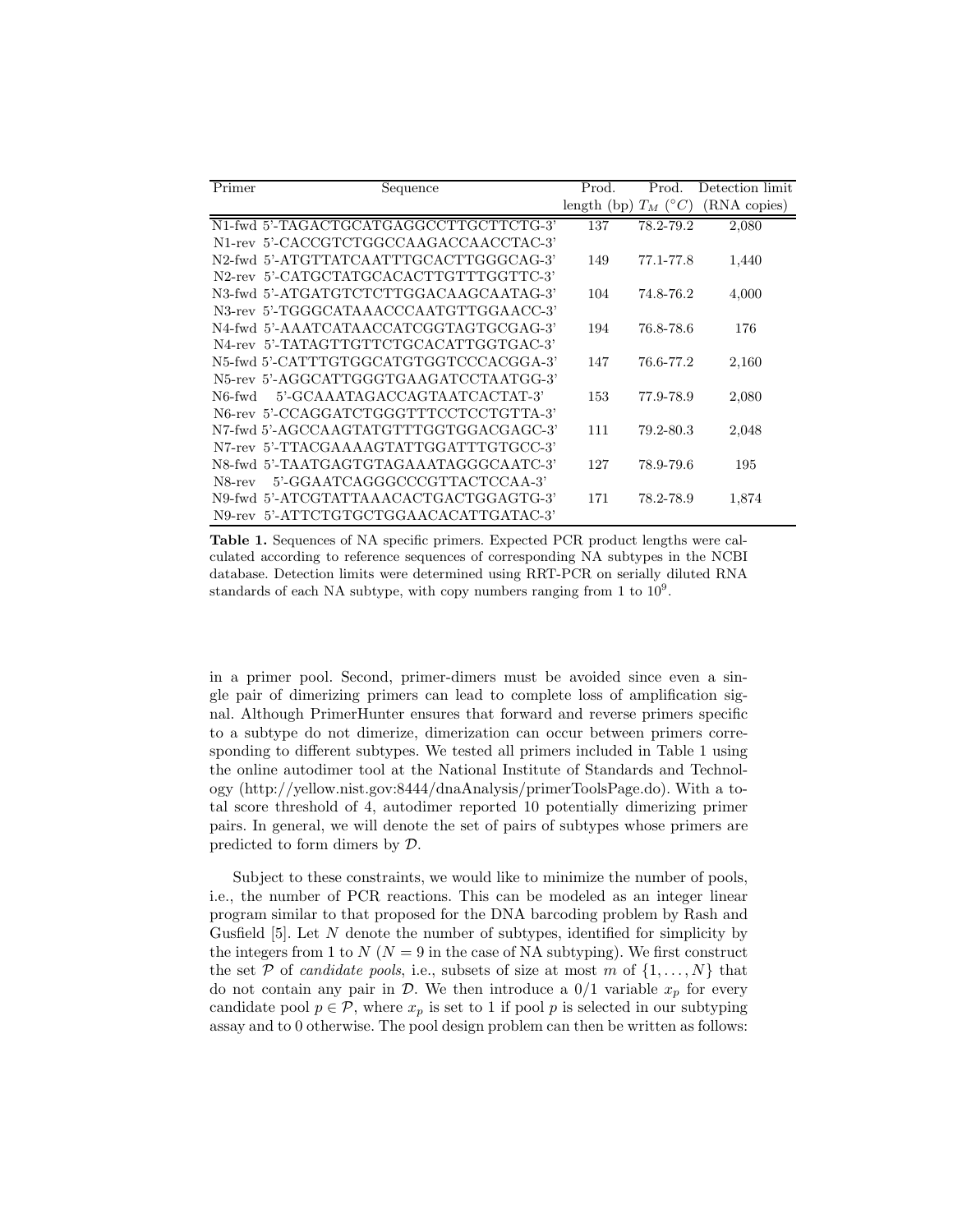| Primer | Sequence | Prod. length (bp) | Prod. $T_M$ ($^{\circ}C$) | Detection limit (RNA copies) |
|---|---|---|---|---|
| N1-fwd | 5'-TAGACTGCATGAGGCCTTGCTTCTG-3' | 137 | 78.2-79.2 | 2,080 |
| N1-rev | 5'-CACCGTCTGGCCAAGACCAACCTAC-3' | | | |
| N2-fwd | 5'-ATGTTATCAATTTGCACTTGGGCAG-3' | 149 | 77.1-77.8 | 1,440 |
| N2-rev | 5'-CATGCTATGCACACTTGTTTGGTTC-3' | | | |
| N3-fwd | 5'-ATGATGTCTCTTGGACAAGCAATAG-3' | 104 | 74.8-76.2 | 4,000 |
| N3-rev | 5'-TGGGCATAAACCCAATGTTGGAACC-3' | | | |
| N4-fwd | 5'-AAATCATAACCATCGGTAGTGCGAG-3' | 194 | 76.8-78.6 | 176 |
| N4-rev | 5'-TATAGTTGTTCTGCACATTGGTGAC-3' | | | |
| N5-fwd | 5'-CATTTGTGGCATGTGGTCCCACGGA-3' | 147 | 76.6-77.2 | 2,160 |
| N5-rev | 5'-AGGCATTGGGTGAAGATCCTAATGG-3' | | | |
| N6-fwd | 5'-GCAAATAGACCAGTAATCACTAT-3' | 153 | 77.9-78.9 | 2,080 |
| N6-rev | 5'-CCAGGATCTGGGTTTCCTCCTGTTA-3' | | | |
| N7-fwd | 5'-AGCCAAGTATGTTTGGTGGACGAGC-3' | 111 | 79.2-80.3 | 2,048 |
| N7-rev | 5'-TTACGAAAAGTATTGGATTTGTGCC-3' | | | |
| N8-fwd | 5'-TAATGAGTGTAGAAATAGGGCAATC-3' | 127 | 78.9-79.6 | 195 |
| N8-rev | 5'-GGAATCAGGGCCCGTTACTCCAA-3' | | | |
| N9-fwd | 5'-ATCGTATTAAACACTGACTGGAGTG-3' | 171 | 78.2-78.9 | 1,874 |
| N9-rev | 5'-ATTCTGTGCTGGAACACATTGATAC-3' | | | |

**Table 1.** Sequences of NA specific primers. Expected PCR product lengths were calculated according to reference sequences of corresponding NA subtypes in the NCBI database. Detection limits were determined using RRT-PCR on serially diluted RNA standards of each NA subtype, with copy numbers ranging from 1 to $10^9$.

in a primer pool. Second, primer-dimers must be avoided since even a single pair of dimerizing primers can lead to complete loss of amplification signal. Although PrimerHunter ensures that forward and reverse primers specific to a subtype do not dimerize, dimerization can occur between primers corresponding to different subtypes. We tested all primers included in Table 1 using the online autodimer tool at the National Institute of Standards and Technology (http://yellow.nist.gov:8444/dnaAnalysis/primerToolsPage.do). With a total score threshold of 4, autodimer reported 10 potentially dimerizing primer pairs. In general, we will denote the set of pairs of subtypes whose primers are predicted to form dimers by $\mathcal{D}$.

Subject to these constraints, we would like to minimize the number of pools, i.e., the number of PCR reactions. This can be modeled as an integer linear program similar to that proposed for the DNA barcoding problem by Rash and Gusfield [5]. Let $N$ denote the number of subtypes, identified for simplicity by the integers from 1 to $N$ ($N = 9$ in the case of NA subtyping). We first construct the set $\mathcal{P}$ of *candidate pools*, i.e., subsets of size at most $m$ of $\{1, \ldots, N\}$ that do not contain any pair in $\mathcal{D}$. We then introduce a 0/1 variable $x_p$ for every candidate pool $p \in \mathcal{P}$, where $x_p$ is set to 1 if pool $p$ is selected in our subtyping assay and to 0 otherwise. The pool design problem can then be written as follows: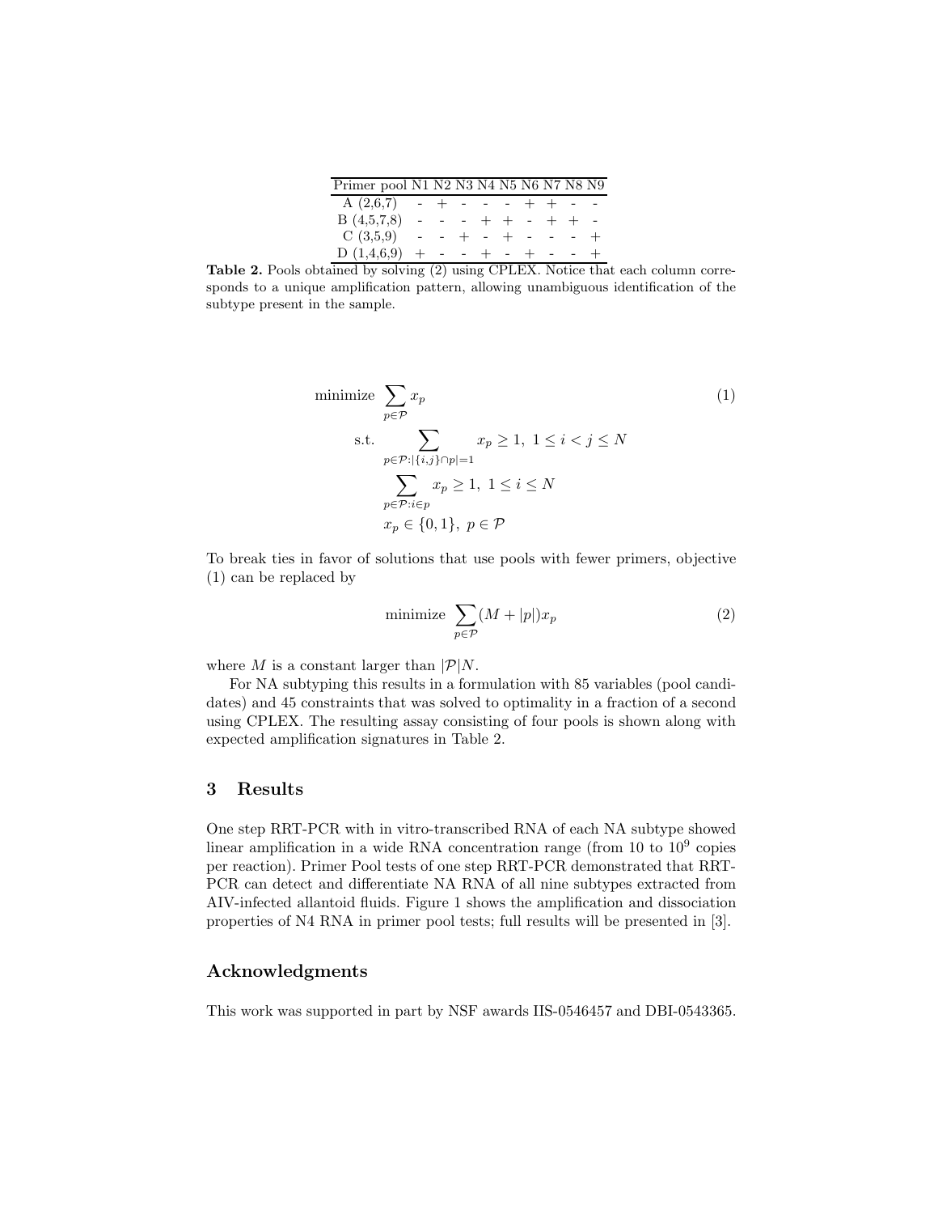| Primer pool | N1 | N2 | N3 | N4 | N5 | N6 | N7 | N8 | N9 |
|---|---|---|---|---|---|---|---|---|---|
| A (2,6,7) | - | + | - | - | - | + | + | - | - |
| B (4,5,7,8) | - | - | - | + | + | - | + | + | - |
| C (3,5,9) | - | - | + | - | + | - | - | - | + |
| D (1,4,6,9) | + | - | - | + | - | + | - | - | + |

**Table 2.** Pools obtained by solving (2) using CPLEX. Notice that each column corresponds to a unique amplification pattern, allowing unambiguous identification of the subtype present in the sample.

$$
\begin{aligned}
\text{minimize} \quad & \sum_{p \in \mathcal{P}} x_p && (1)\\
\text{s.t.} \quad & \sum_{p \in \mathcal{P} : |\{i,j\} \cap p| = 1} x_p \geq 1, \ 1 \leq i < j \leq N \\
& \sum_{p \in \mathcal{P} : i \in p} x_p \geq 1, \ 1 \leq i \leq N \\
& x_p \in \{0, 1\}, \ p \in \mathcal{P}
\end{aligned}
$$

To break ties in favor of solutions that use pools with fewer primers, objective (1) can be replaced by

$$
\text{minimize} \sum_{p \in \mathcal{P}} (M + |p|) x_p \tag{2}
$$

where $M$ is a constant larger than $|\mathcal{P}|N$.

For NA subtyping this results in a formulation with 85 variables (pool candidates) and 45 constraints that was solved to optimality in a fraction of a second using CPLEX. The resulting assay consisting of four pools is shown along with expected amplification signatures in Table 2.

## 3 Results

One step RRT-PCR with in vitro-transcribed RNA of each NA subtype showed linear amplification in a wide RNA concentration range (from 10 to $10^9$ copies per reaction). Primer Pool tests of one step RRT-PCR demonstrated that RRT-PCR can detect and differentiate NA RNA of all nine subtypes extracted from AIV-infected allantoid fluids. Figure 1 shows the amplification and dissociation properties of N4 RNA in primer pool tests; full results will be presented in [3].

## Acknowledgments

This work was supported in part by NSF awards IIS-0546457 and DBI-0543365.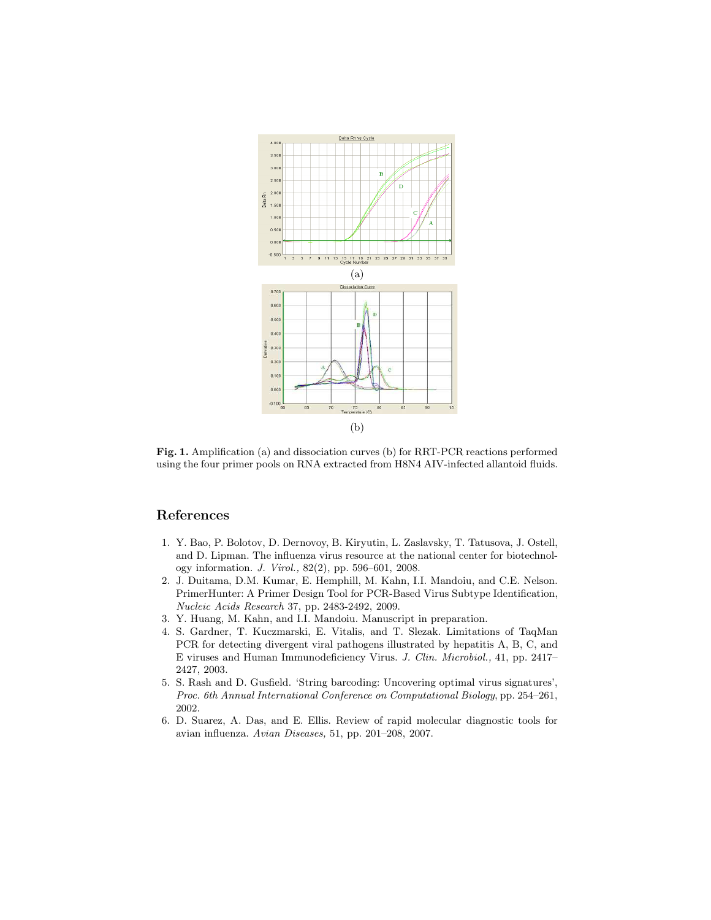Delta Rn vs Cycle

4.000
3.500
3.000
2.500
2.000
1.500
1.000
0.500
0.000
-0.500

Delta Rn

1 3 5 7 9 11 13 15 17 19 21 23 25 27 29 31 33 35 37 39

Cycle Number

B
D
C
A

(a)

Dissociation Curve

0.700
0.600
0.500
0.400
0.300
0.200
0.100
0.000
-0.100

Derivative

60 65 70 75 80 85 90 95

Temperature (C)

A
B
D
C

(b)

**Fig. 1.** Amplification (a) and dissociation curves (b) for RRT-PCR reactions performed using the four primer pools on RNA extracted from H8N4 AIV-infected allantoid fluids.

## References

1. Y. Bao, P. Bolotov, D. Dernovoy, B. Kiryutin, L. Zaslavsky, T. Tatusova, J. Ostell, and D. Lipman. The influenza virus resource at the national center for biotechnology information. *J. Virol.,* 82(2), pp. 596–601, 2008.
2. J. Duitama, D.M. Kumar, E. Hemphill, M. Kahn, I.I. Mandoiu, and C.E. Nelson. PrimerHunter: A Primer Design Tool for PCR-Based Virus Subtype Identification, *Nucleic Acids Research* 37, pp. 2483-2492, 2009.
3. Y. Huang, M. Kahn, and I.I. Mandoiu. Manuscript in preparation.
4. S. Gardner, T. Kuczmarski, E. Vitalis, and T. Slezak. Limitations of TaqMan PCR for detecting divergent viral pathogens illustrated by hepatitis A, B, C, and E viruses and Human Immunodeficiency Virus. *J. Clin. Microbiol.,* 41, pp. 2417–2427, 2003.
5. S. Rash and D. Gusfield. 'String barcoding: Uncovering optimal virus signatures', *Proc. 6th Annual International Conference on Computational Biology*, pp. 254–261, 2002.
6. D. Suarez, A. Das, and E. Ellis. Review of rapid molecular diagnostic tools for avian influenza. *Avian Diseases,* 51, pp. 201–208, 2007.